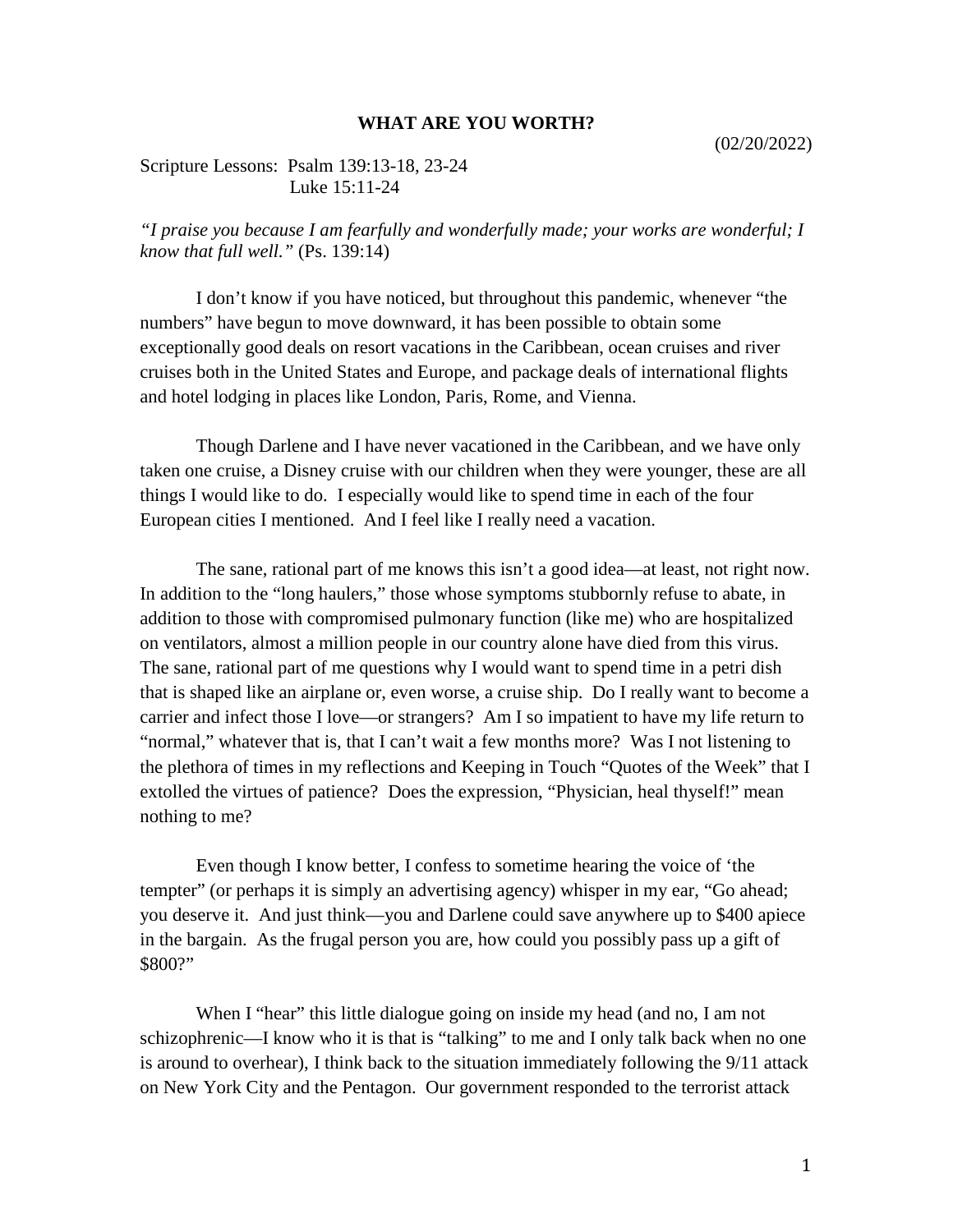# WHAT ARE YOU WORTH?

(02/20/2022)

Scripture Lessons: Psalm 139:13-18, 23-24
Luke 15:11-24

*"I praise you because I am fearfully and wonderfully made; your works are wonderful; I know that full well."* (Ps. 139:14)

I don't know if you have noticed, but throughout this pandemic, whenever "the numbers" have begun to move downward, it has been possible to obtain some exceptionally good deals on resort vacations in the Caribbean, ocean cruises and river cruises both in the United States and Europe, and package deals of international flights and hotel lodging in places like London, Paris, Rome, and Vienna.

Though Darlene and I have never vacationed in the Caribbean, and we have only taken one cruise, a Disney cruise with our children when they were younger, these are all things I would like to do. I especially would like to spend time in each of the four European cities I mentioned. And I feel like I really need a vacation.

The sane, rational part of me knows this isn't a good idea—at least, not right now. In addition to the "long haulers," those whose symptoms stubbornly refuse to abate, in addition to those with compromised pulmonary function (like me) who are hospitalized on ventilators, almost a million people in our country alone have died from this virus. The sane, rational part of me questions why I would want to spend time in a petri dish that is shaped like an airplane or, even worse, a cruise ship. Do I really want to become a carrier and infect those I love—or strangers? Am I so impatient to have my life return to "normal," whatever that is, that I can't wait a few months more? Was I not listening to the plethora of times in my reflections and Keeping in Touch "Quotes of the Week" that I extolled the virtues of patience? Does the expression, "Physician, heal thyself!" mean nothing to me?

Even though I know better, I confess to sometime hearing the voice of 'the tempter" (or perhaps it is simply an advertising agency) whisper in my ear, "Go ahead; you deserve it. And just think—you and Darlene could save anywhere up to $400 apiece in the bargain. As the frugal person you are, how could you possibly pass up a gift of $800?"

When I "hear" this little dialogue going on inside my head (and no, I am not schizophrenic—I know who it is that is "talking" to me and I only talk back when no one is around to overhear), I think back to the situation immediately following the 9/11 attack on New York City and the Pentagon. Our government responded to the terrorist attack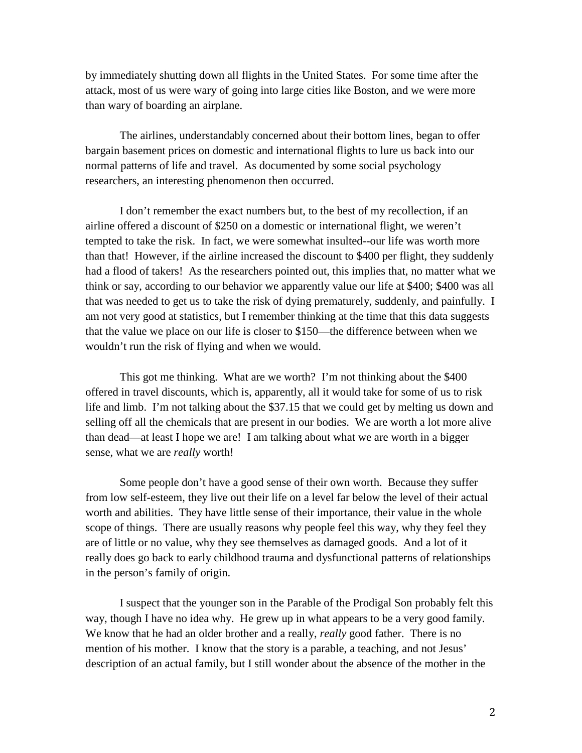by immediately shutting down all flights in the United States. For some time after the attack, most of us were wary of going into large cities like Boston, and we were more than wary of boarding an airplane.

The airlines, understandably concerned about their bottom lines, began to offer bargain basement prices on domestic and international flights to lure us back into our normal patterns of life and travel. As documented by some social psychology researchers, an interesting phenomenon then occurred.

I don't remember the exact numbers but, to the best of my recollection, if an airline offered a discount of $250 on a domestic or international flight, we weren't tempted to take the risk. In fact, we were somewhat insulted--our life was worth more than that! However, if the airline increased the discount to $400 per flight, they suddenly had a flood of takers! As the researchers pointed out, this implies that, no matter what we think or say, according to our behavior we apparently value our life at $400; $400 was all that was needed to get us to take the risk of dying prematurely, suddenly, and painfully. I am not very good at statistics, but I remember thinking at the time that this data suggests that the value we place on our life is closer to $150—the difference between when we wouldn't run the risk of flying and when we would.

This got me thinking. What are we worth? I'm not thinking about the $400 offered in travel discounts, which is, apparently, all it would take for some of us to risk life and limb. I'm not talking about the $37.15 that we could get by melting us down and selling off all the chemicals that are present in our bodies. We are worth a lot more alive than dead—at least I hope we are! I am talking about what we are worth in a bigger sense, what we are *really* worth!

Some people don't have a good sense of their own worth. Because they suffer from low self-esteem, they live out their life on a level far below the level of their actual worth and abilities. They have little sense of their importance, their value in the whole scope of things. There are usually reasons why people feel this way, why they feel they are of little or no value, why they see themselves as damaged goods. And a lot of it really does go back to early childhood trauma and dysfunctional patterns of relationships in the person's family of origin.

I suspect that the younger son in the Parable of the Prodigal Son probably felt this way, though I have no idea why. He grew up in what appears to be a very good family. We know that he had an older brother and a really, *really* good father. There is no mention of his mother. I know that the story is a parable, a teaching, and not Jesus' description of an actual family, but I still wonder about the absence of the mother in the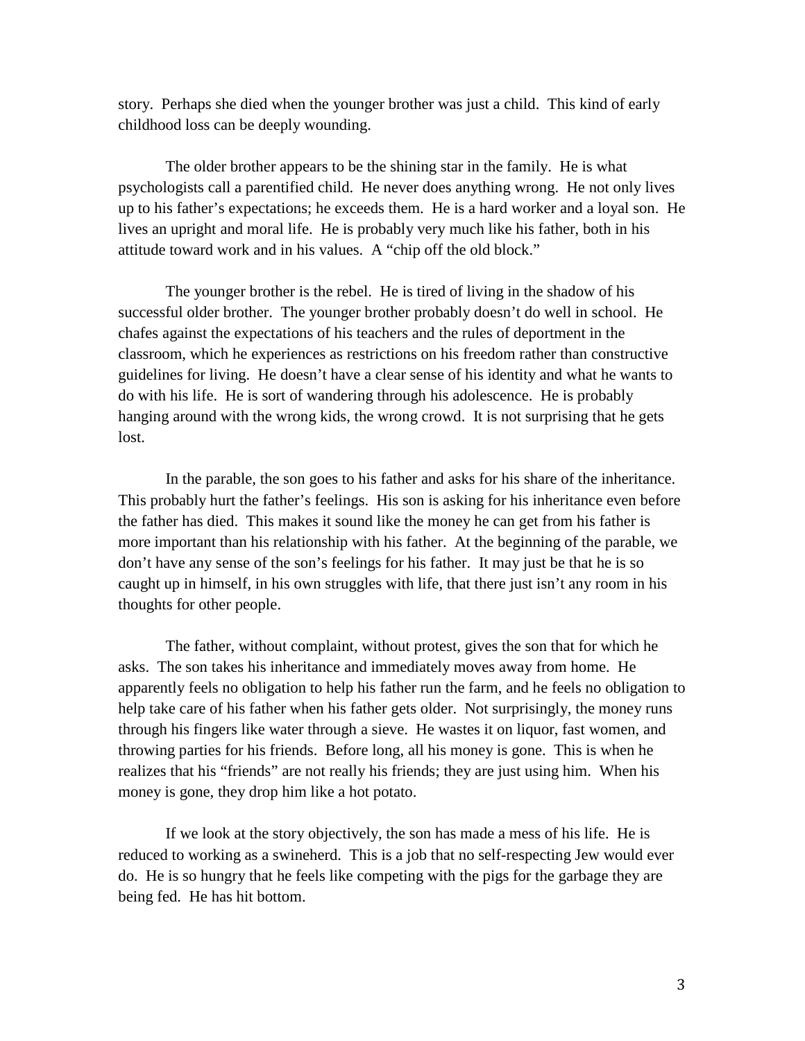story. Perhaps she died when the younger brother was just a child. This kind of early childhood loss can be deeply wounding.

The older brother appears to be the shining star in the family. He is what psychologists call a parentified child. He never does anything wrong. He not only lives up to his father's expectations; he exceeds them. He is a hard worker and a loyal son. He lives an upright and moral life. He is probably very much like his father, both in his attitude toward work and in his values. A "chip off the old block."

The younger brother is the rebel. He is tired of living in the shadow of his successful older brother. The younger brother probably doesn't do well in school. He chafes against the expectations of his teachers and the rules of deportment in the classroom, which he experiences as restrictions on his freedom rather than constructive guidelines for living. He doesn't have a clear sense of his identity and what he wants to do with his life. He is sort of wandering through his adolescence. He is probably hanging around with the wrong kids, the wrong crowd. It is not surprising that he gets lost.

In the parable, the son goes to his father and asks for his share of the inheritance. This probably hurt the father's feelings. His son is asking for his inheritance even before the father has died. This makes it sound like the money he can get from his father is more important than his relationship with his father. At the beginning of the parable, we don't have any sense of the son's feelings for his father. It may just be that he is so caught up in himself, in his own struggles with life, that there just isn't any room in his thoughts for other people.

The father, without complaint, without protest, gives the son that for which he asks. The son takes his inheritance and immediately moves away from home. He apparently feels no obligation to help his father run the farm, and he feels no obligation to help take care of his father when his father gets older. Not surprisingly, the money runs through his fingers like water through a sieve. He wastes it on liquor, fast women, and throwing parties for his friends. Before long, all his money is gone. This is when he realizes that his "friends" are not really his friends; they are just using him. When his money is gone, they drop him like a hot potato.

If we look at the story objectively, the son has made a mess of his life. He is reduced to working as a swineherd. This is a job that no self-respecting Jew would ever do. He is so hungry that he feels like competing with the pigs for the garbage they are being fed. He has hit bottom.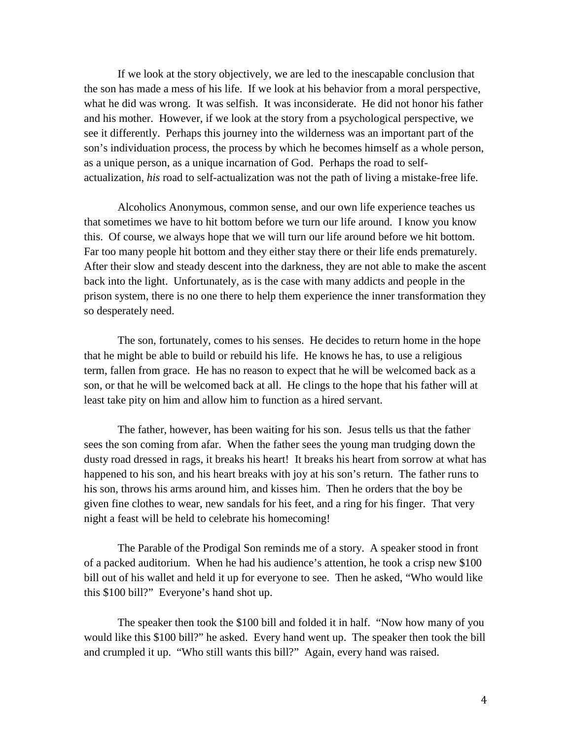If we look at the story objectively, we are led to the inescapable conclusion that the son has made a mess of his life. If we look at his behavior from a moral perspective, what he did was wrong. It was selfish. It was inconsiderate. He did not honor his father and his mother. However, if we look at the story from a psychological perspective, we see it differently. Perhaps this journey into the wilderness was an important part of the son's individuation process, the process by which he becomes himself as a whole person, as a unique person, as a unique incarnation of God. Perhaps the road to self-actualization, *his* road to self-actualization was not the path of living a mistake-free life.

Alcoholics Anonymous, common sense, and our own life experience teaches us that sometimes we have to hit bottom before we turn our life around. I know you know this. Of course, we always hope that we will turn our life around before we hit bottom. Far too many people hit bottom and they either stay there or their life ends prematurely. After their slow and steady descent into the darkness, they are not able to make the ascent back into the light. Unfortunately, as is the case with many addicts and people in the prison system, there is no one there to help them experience the inner transformation they so desperately need.

The son, fortunately, comes to his senses. He decides to return home in the hope that he might be able to build or rebuild his life. He knows he has, to use a religious term, fallen from grace. He has no reason to expect that he will be welcomed back as a son, or that he will be welcomed back at all. He clings to the hope that his father will at least take pity on him and allow him to function as a hired servant.

The father, however, has been waiting for his son. Jesus tells us that the father sees the son coming from afar. When the father sees the young man trudging down the dusty road dressed in rags, it breaks his heart! It breaks his heart from sorrow at what has happened to his son, and his heart breaks with joy at his son's return. The father runs to his son, throws his arms around him, and kisses him. Then he orders that the boy be given fine clothes to wear, new sandals for his feet, and a ring for his finger. That very night a feast will be held to celebrate his homecoming!

The Parable of the Prodigal Son reminds me of a story. A speaker stood in front of a packed auditorium. When he had his audience's attention, he took a crisp new $100 bill out of his wallet and held it up for everyone to see. Then he asked, "Who would like this $100 bill?" Everyone's hand shot up.

The speaker then took the $100 bill and folded it in half. "Now how many of you would like this $100 bill?" he asked. Every hand went up. The speaker then took the bill and crumpled it up. "Who still wants this bill?" Again, every hand was raised.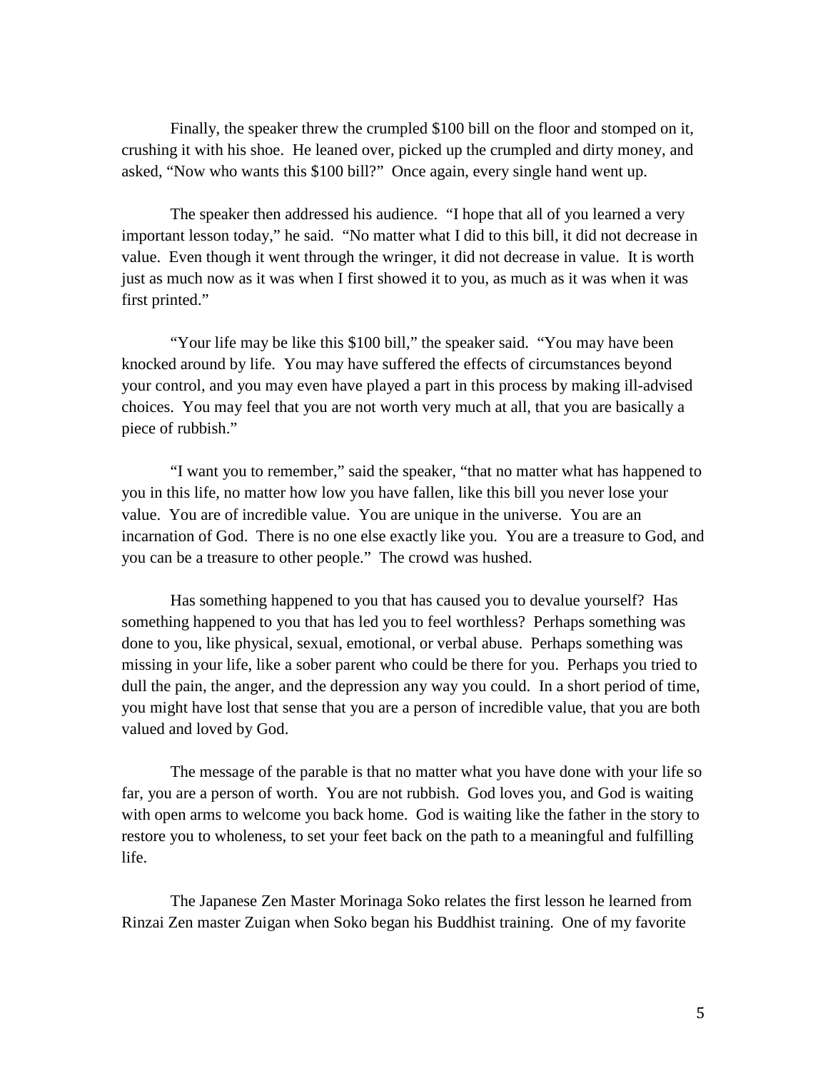Finally, the speaker threw the crumpled $100 bill on the floor and stomped on it, crushing it with his shoe. He leaned over, picked up the crumpled and dirty money, and asked, "Now who wants this $100 bill?" Once again, every single hand went up.

The speaker then addressed his audience. "I hope that all of you learned a very important lesson today," he said. "No matter what I did to this bill, it did not decrease in value. Even though it went through the wringer, it did not decrease in value. It is worth just as much now as it was when I first showed it to you, as much as it was when it was first printed."

"Your life may be like this $100 bill," the speaker said. "You may have been knocked around by life. You may have suffered the effects of circumstances beyond your control, and you may even have played a part in this process by making ill-advised choices. You may feel that you are not worth very much at all, that you are basically a piece of rubbish."

"I want you to remember," said the speaker, "that no matter what has happened to you in this life, no matter how low you have fallen, like this bill you never lose your value. You are of incredible value. You are unique in the universe. You are an incarnation of God. There is no one else exactly like you. You are a treasure to God, and you can be a treasure to other people." The crowd was hushed.

Has something happened to you that has caused you to devalue yourself? Has something happened to you that has led you to feel worthless? Perhaps something was done to you, like physical, sexual, emotional, or verbal abuse. Perhaps something was missing in your life, like a sober parent who could be there for you. Perhaps you tried to dull the pain, the anger, and the depression any way you could. In a short period of time, you might have lost that sense that you are a person of incredible value, that you are both valued and loved by God.

The message of the parable is that no matter what you have done with your life so far, you are a person of worth. You are not rubbish. God loves you, and God is waiting with open arms to welcome you back home. God is waiting like the father in the story to restore you to wholeness, to set your feet back on the path to a meaningful and fulfilling life.

The Japanese Zen Master Morinaga Soko relates the first lesson he learned from Rinzai Zen master Zuigan when Soko began his Buddhist training. One of my favorite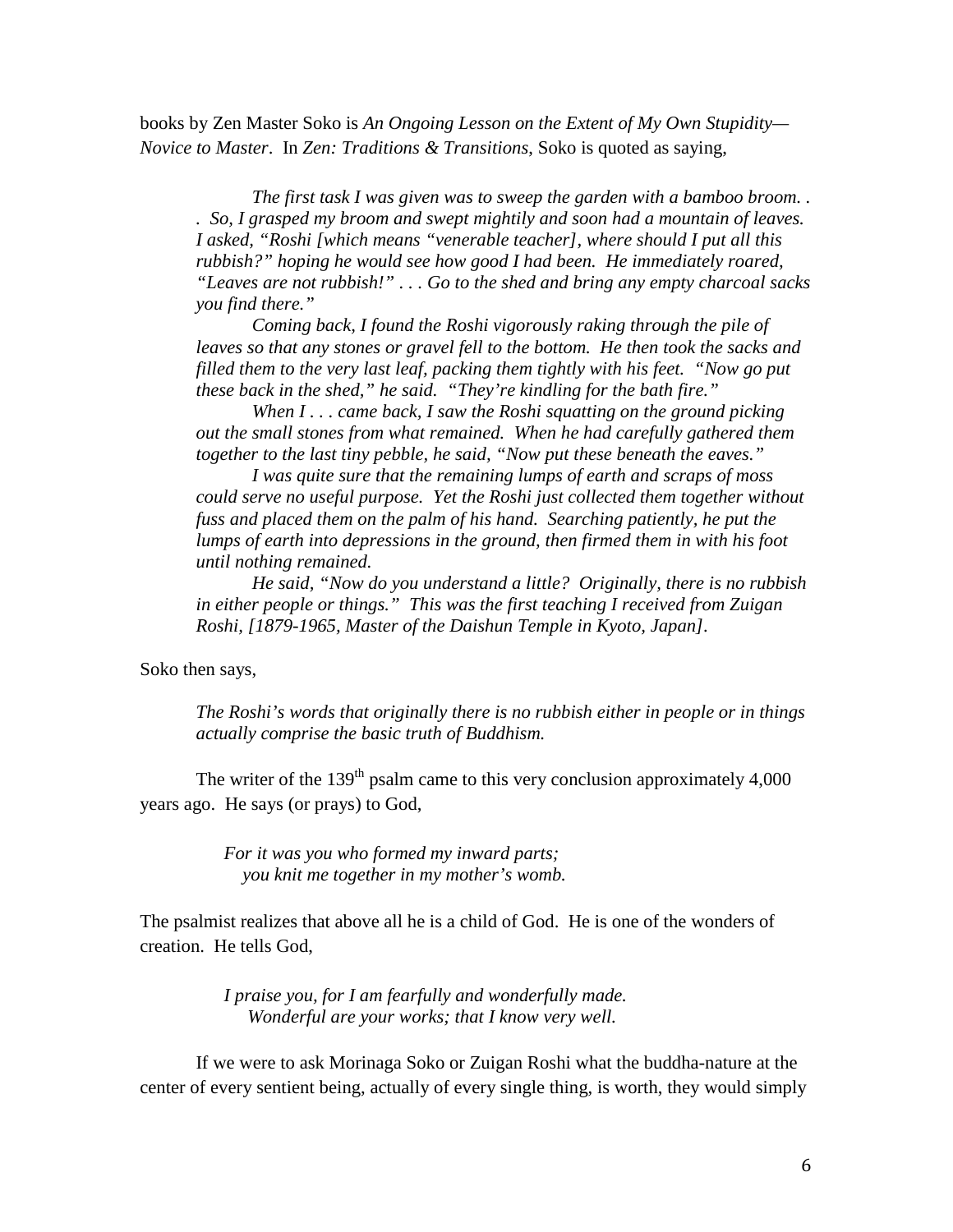books by Zen Master Soko is *An Ongoing Lesson on the Extent of My Own Stupidity—Novice to Master*. In *Zen: Traditions & Transitions*, Soko is quoted as saying,

> *The first task I was given was to sweep the garden with a bamboo broom. . . So, I grasped my broom and swept mightily and soon had a mountain of leaves. I asked, "Roshi [which means "venerable teacher], where should I put all this rubbish?" hoping he would see how good I had been. He immediately roared, "Leaves are not rubbish!" . . . Go to the shed and bring any empty charcoal sacks you find there."*
>
> *Coming back, I found the Roshi vigorously raking through the pile of leaves so that any stones or gravel fell to the bottom. He then took the sacks and filled them to the very last leaf, packing them tightly with his feet. "Now go put these back in the shed," he said. "They're kindling for the bath fire."*
>
> *When I . . . came back, I saw the Roshi squatting on the ground picking out the small stones from what remained. When he had carefully gathered them together to the last tiny pebble, he said, "Now put these beneath the eaves."*
>
> *I was quite sure that the remaining lumps of earth and scraps of moss could serve no useful purpose. Yet the Roshi just collected them together without fuss and placed them on the palm of his hand. Searching patiently, he put the lumps of earth into depressions in the ground, then firmed them in with his foot until nothing remained.*
>
> *He said, "Now do you understand a little? Originally, there is no rubbish in either people or things." This was the first teaching I received from Zuigan Roshi, [1879-1965, Master of the Daishun Temple in Kyoto, Japan].*

Soko then says,

> *The Roshi's words that originally there is no rubbish either in people or in things actually comprise the basic truth of Buddhism.*

The writer of the 139$^{th}$ psalm came to this very conclusion approximately 4,000 years ago. He says (or prays) to God,

> *For it was you who formed my inward parts;*
> *you knit me together in my mother's womb.*

The psalmist realizes that above all he is a child of God. He is one of the wonders of creation. He tells God,

> *I praise you, for I am fearfully and wonderfully made.*
> *Wonderful are your works; that I know very well.*

If we were to ask Morinaga Soko or Zuigan Roshi what the buddha-nature at the center of every sentient being, actually of every single thing, is worth, they would simply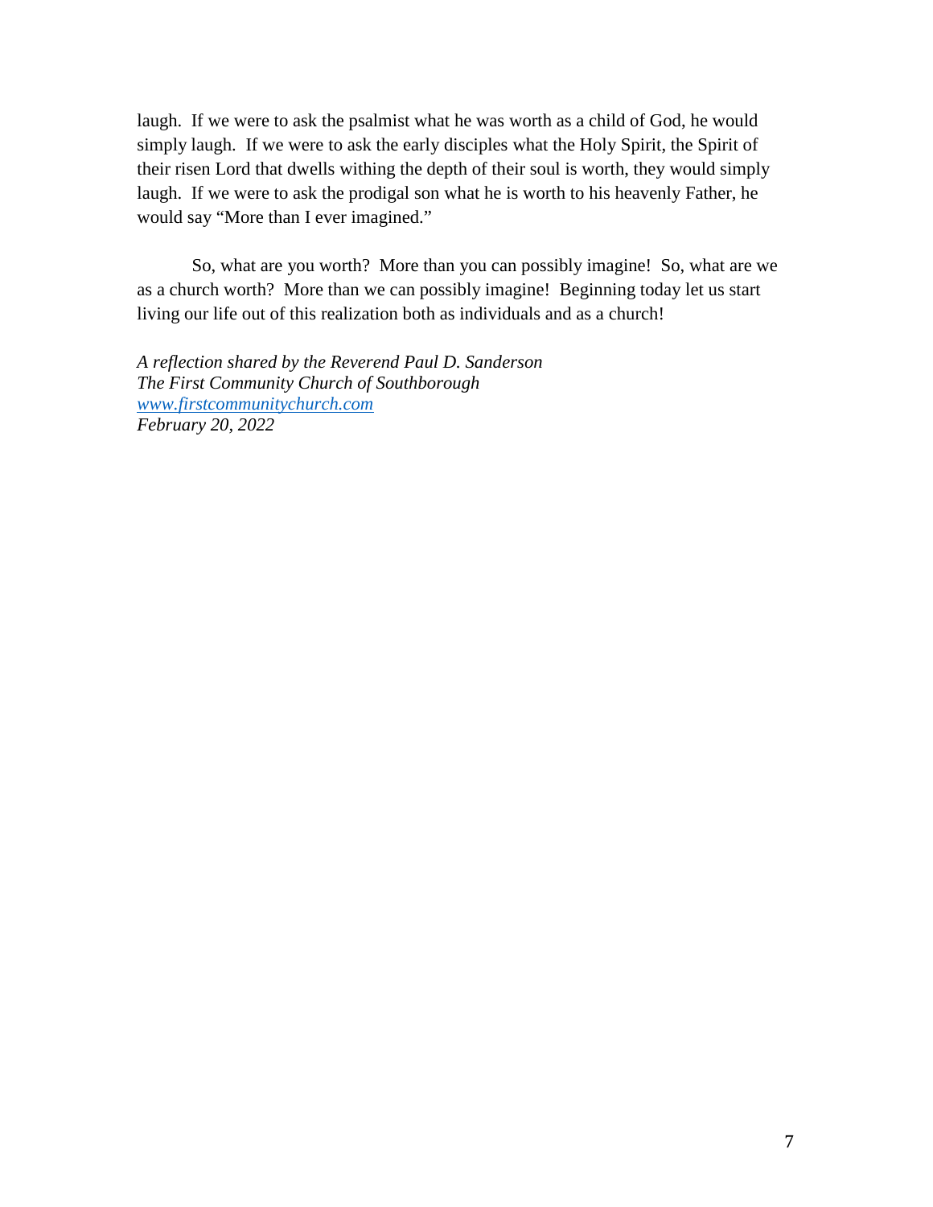laugh. If we were to ask the psalmist what he was worth as a child of God, he would simply laugh. If we were to ask the early disciples what the Holy Spirit, the Spirit of their risen Lord that dwells withing the depth of their soul is worth, they would simply laugh. If we were to ask the prodigal son what he is worth to his heavenly Father, he would say "More than I ever imagined."

So, what are you worth? More than you can possibly imagine! So, what are we as a church worth? More than we can possibly imagine! Beginning today let us start living our life out of this realization both as individuals and as a church!

*A reflection shared by the Reverend Paul D. Sanderson*
*The First Community Church of Southborough*
*[www.firstcommunitychurch.com](http://www.firstcommunitychurch.com)*
*February 20, 2022*